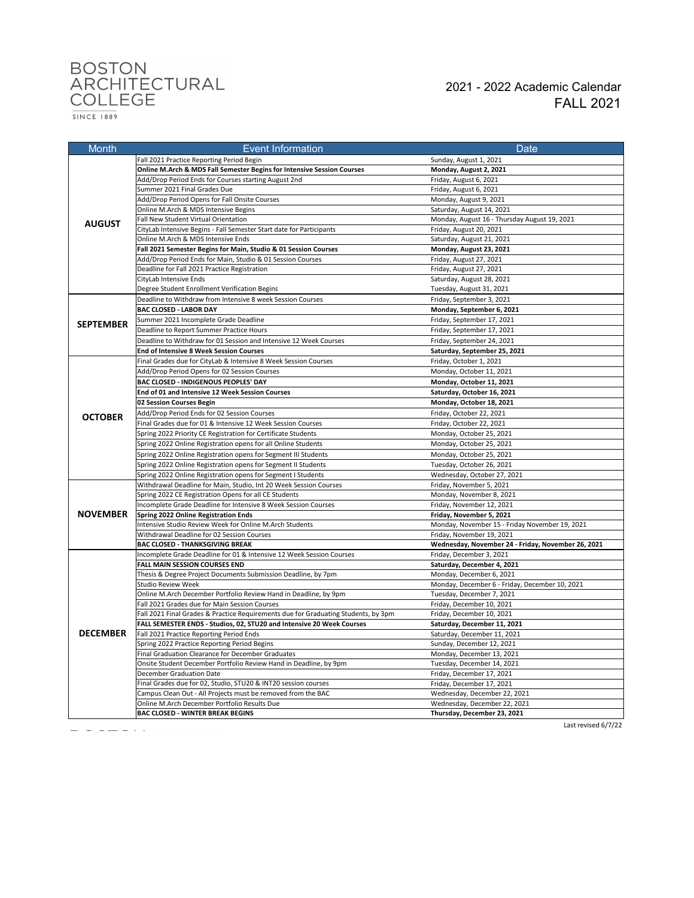BOSTON ARCHITECTURAL COLLEGE
SINCE 1889

# 2021 - 2022 Academic Calendar
## FALL 2021

| Month | Event Information | Date |
|---|---|---|
| **AUGUST** | Fall 2021 Practice Reporting Period Begin | Sunday, August 1, 2021 |
| | **Online M.Arch & MDS Fall Semester Begins for Intensive Session Courses** | **Monday, August 2, 2021** |
| | Add/Drop Period Ends for Courses starting August 2nd | Friday, August 6, 2021 |
| | Summer 2021 Final Grades Due | Friday, August 6, 2021 |
| | Add/Drop Period Opens for Fall Onsite Courses | Monday, August 9, 2021 |
| | Online M.Arch & MDS Intensive Begins | Saturday, August 14, 2021 |
| | Fall New Student Virtual Orientation | Monday, August 16 - Thursday August 19, 2021 |
| | CityLab Intensive Begins - Fall Semester Start date for Participants | Friday, August 20, 2021 |
| | Online M.Arch & MDS Intensive Ends | Saturday, August 21, 2021 |
| | **Fall 2021 Semester Begins for Main, Studio & 01 Session Courses** | **Monday, August 23, 2021** |
| | Add/Drop Period Ends for Main, Studio & 01 Session Courses | Friday, August 27, 2021 |
| | Deadline for Fall 2021 Practice Registration | Friday, August 27, 2021 |
| | CityLab Intensive Ends | Saturday, August 28, 2021 |
| | Degree Student Enrollment Verification Begins | Tuesday, August 31, 2021 |
| **SEPTEMBER** | Deadline to Withdraw from Intensive 8 week Session Courses | Friday, September 3, 2021 |
| | **BAC CLOSED - LABOR DAY** | **Monday, September 6, 2021** |
| | Summer 2021 Incomplete Grade Deadline | Friday, September 17, 2021 |
| | Deadline to Report Summer Practice Hours | Friday, September 17, 2021 |
| | Deadline to Withdraw for 01 Session and Intensive 12 Week Courses | Friday, September 24, 2021 |
| | **End of Intensive 8 Week Session Courses** | **Saturday, September 25, 2021** |
| **OCTOBER** | Final Grades due for CityLab & Intensive 8 Week Session Courses | Friday, October 1, 2021 |
| | Add/Drop Period Opens for 02 Session Courses | Monday, October 11, 2021 |
| | **BAC CLOSED - INDIGENOUS PEOPLES' DAY** | **Monday, October 11, 2021** |
| | **End of 01 and Intensive 12 Week Session Courses** | **Saturday, October 16, 2021** |
| | **02 Session Courses Begin** | **Monday, October 18, 2021** |
| | Add/Drop Period Ends for 02 Session Courses | Friday, October 22, 2021 |
| | Final Grades due for 01 & Intensive 12 Week Session Courses | Friday, October 22, 2021 |
| | Spring 2022 Priority CE Registration for Certificate Students | Monday, October 25, 2021 |
| | Spring 2022 Online Registration opens for all Online Students | Monday, October 25, 2021 |
| | Spring 2022 Online Registration opens for Segment III Students | Monday, October 25, 2021 |
| | Spring 2022 Online Registration opens for Segment II Students | Tuesday, October 26, 2021 |
| | Spring 2022 Online Registration opens for Segment I Students | Wednesday, October 27, 2021 |
| **NOVEMBER** | Withdrawal Deadline for Main, Studio, Int 20 Week Session Courses | Friday, November 5, 2021 |
| | Spring 2022 CE Registration Opens for all CE Students | Monday, November 8, 2021 |
| | Incomplete Grade Deadline for Intensive 8 Week Session Courses | Friday, November 12, 2021 |
| | **Spring 2022 Online Registration Ends** | **Friday, November 5, 2021** |
| | Intensive Studio Review Week for Online M.Arch Students | Monday, November 15 - Friday November 19, 2021 |
| | Withdrawal Deadline for 02 Session Courses | Friday, November 19, 2021 |
| | **BAC CLOSED - THANKSGIVING BREAK** | **Wednesday, November 24 - Friday, November 26, 2021** |
| **DECEMBER** | Incomplete Grade Deadline for 01 & Intensive 12 Week Session Courses | Friday, December 3, 2021 |
| | **FALL MAIN SESSION COURSES END** | **Saturday, December 4, 2021** |
| | Thesis & Degree Project Documents Submission Deadline, by 7pm | Monday, December 6, 2021 |
| | Studio Review Week | Monday, December 6 - Friday, December 10, 2021 |
| | Online M.Arch December Portfolio Review Hand in Deadline, by 9pm | Tuesday, December 7, 2021 |
| | Fall 2021 Grades due for Main Session Courses | Friday, December 10, 2021 |
| | Fall 2021 Final Grades & Practice Requirements due for Graduating Students, by 3pm | Friday, December 10, 2021 |
| | **FALL SEMESTER ENDS - Studios, 02, STU20 and Intensive 20 Week Courses** | **Saturday, December 11, 2021** |
| | Fall 2021 Practice Reporting Period Ends | Saturday, December 11, 2021 |
| | Spring 2022 Practice Reporting Period Begins | Sunday, December 12, 2021 |
| | Final Graduation Clearance for December Graduates | Monday, December 13, 2021 |
| | Onsite Student December Portfolio Review Hand in Deadline, by 9pm | Tuesday, December 14, 2021 |
| | December Graduation Date | Friday, December 17, 2021 |
| | Final Grades due for 02, Studio, STU20 & INT20 session courses | Friday, December 17, 2021 |
| | Campus Clean Out - All Projects must be removed from the BAC | Wednesday, December 22, 2021 |
| | Online M.Arch December Portfolio Results Due | Wednesday, December 22, 2021 |
| | **BAC CLOSED - WINTER BREAK BEGINS** | **Thursday, December 23, 2021** |

Last revised 6/7/22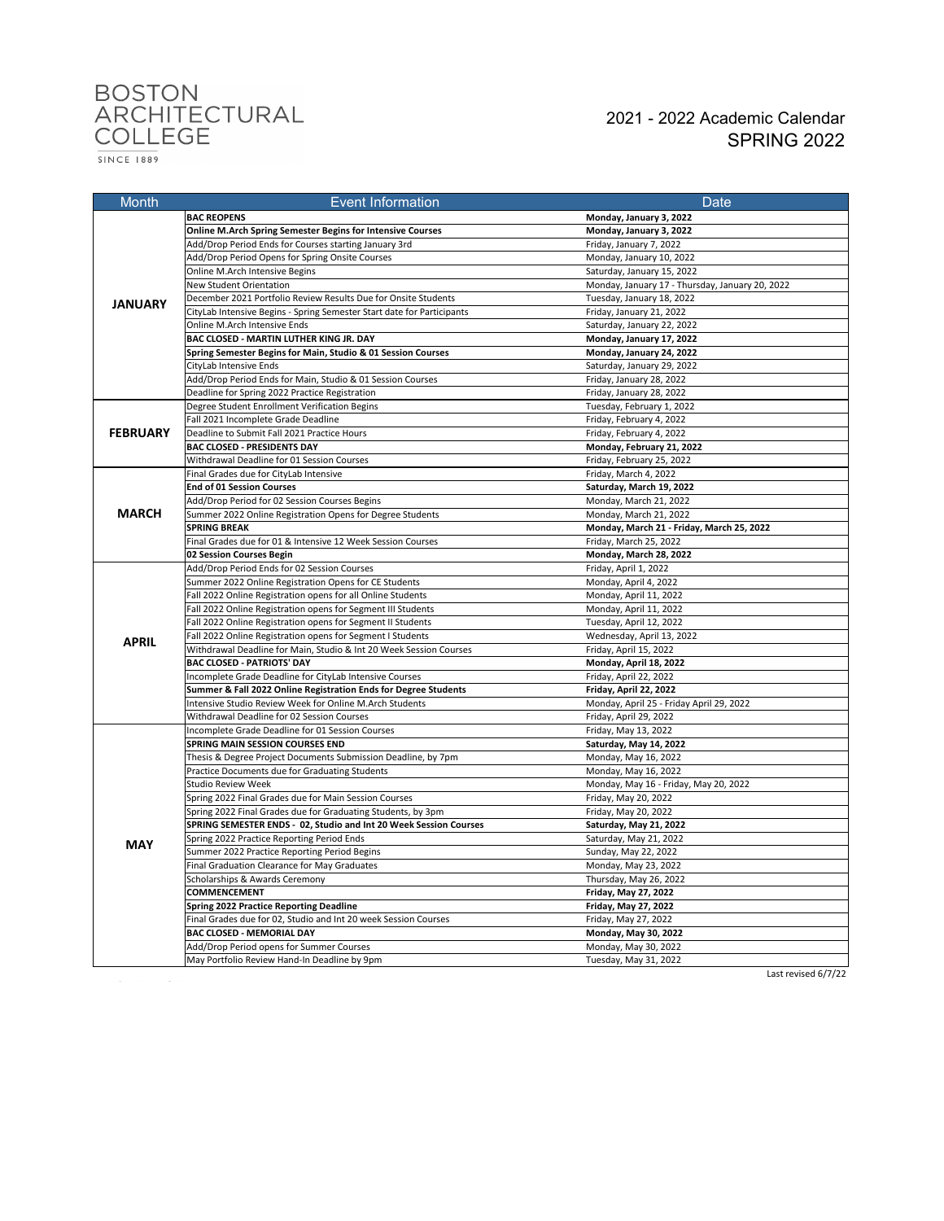BOSTON ARCHITECTURAL COLLEGE

SINCE 1889

# 2021 - 2022 Academic Calendar
## SPRING 2022

| Month | Event Information | Date |
|---|---|---|
| JANUARY | **BAC REOPENS** | **Monday, January 3, 2022** |
| | **Online M.Arch Spring Semester Begins for Intensive Courses** | **Monday, January 3, 2022** |
| | Add/Drop Period Ends for Courses starting January 3rd | Friday, January 7, 2022 |
| | Add/Drop Period Opens for Spring Onsite Courses | Monday, January 10, 2022 |
| | Online M.Arch Intensive Begins | Saturday, January 15, 2022 |
| | New Student Orientation | Monday, January 17 - Thursday, January 20, 2022 |
| | December 2021 Portfolio Review Results Due for Onsite Students | Tuesday, January 18, 2022 |
| | CityLab Intensive Begins - Spring Semester Start date for Participants | Friday, January 21, 2022 |
| | Online M.Arch Intensive Ends | Saturday, January 22, 2022 |
| | **BAC CLOSED - MARTIN LUTHER KING JR. DAY** | **Monday, January 17, 2022** |
| | **Spring Semester Begins for Main, Studio & 01 Session Courses** | **Monday, January 24, 2022** |
| | CityLab Intensive Ends | Saturday, January 29, 2022 |
| | Add/Drop Period Ends for Main, Studio & 01 Session Courses | Friday, January 28, 2022 |
| | Deadline for Spring 2022 Practice Registration | Friday, January 28, 2022 |
| FEBRUARY | Degree Student Enrollment Verification Begins | Tuesday, February 1, 2022 |
| | Fall 2021 Incomplete Grade Deadline | Friday, February 4, 2022 |
| | Deadline to Submit Fall 2021 Practice Hours | Friday, February 4, 2022 |
| | **BAC CLOSED - PRESIDENTS DAY** | **Monday, February 21, 2022** |
| | Withdrawal Deadline for 01 Session Courses | Friday, February 25, 2022 |
| MARCH | Final Grades due for CityLab Intensive | Friday, March 4, 2022 |
| | **End of 01 Session Courses** | **Saturday, March 19, 2022** |
| | Add/Drop Period for 02 Session Courses Begins | Monday, March 21, 2022 |
| | Summer 2022 Online Registration Opens for Degree Students | Monday, March 21, 2022 |
| | **SPRING BREAK** | **Monday, March 21 - Friday, March 25, 2022** |
| | Final Grades due for 01 & Intensive 12 Week Session Courses | Friday, March 25, 2022 |
| | **02 Session Courses Begin** | **Monday, March 28, 2022** |
| APRIL | Add/Drop Period Ends for 02 Session Courses | Friday, April 1, 2022 |
| | Summer 2022 Online Registration Opens for CE Students | Monday, April 4, 2022 |
| | Fall 2022 Online Registration opens for all Online Students | Monday, April 11, 2022 |
| | Fall 2022 Online Registration opens for Segment III Students | Monday, April 11, 2022 |
| | Fall 2022 Online Registration opens for Segment II Students | Tuesday, April 12, 2022 |
| | Fall 2022 Online Registration opens for Segment I Students | Wednesday, April 13, 2022 |
| | Withdrawal Deadline for Main, Studio & Int 20 Week Session Courses | Friday, April 15, 2022 |
| | **BAC CLOSED - PATRIOTS' DAY** | **Monday, April 18, 2022** |
| | Incomplete Grade Deadline for CityLab Intensive Courses | Friday, April 22, 2022 |
| | **Summer & Fall 2022 Online Registration Ends for Degree Students** | **Friday, April 22, 2022** |
| | Intensive Studio Review Week for Online M.Arch Students | Monday, April 25 - Friday April 29, 2022 |
| | Withdrawal Deadline for 02 Session Courses | Friday, April 29, 2022 |
| MAY | Incomplete Grade Deadline for 01 Session Courses | Friday, May 13, 2022 |
| | **SPRING MAIN SESSION COURSES END** | **Saturday, May 14, 2022** |
| | Thesis & Degree Project Documents Submission Deadline, by 7pm | Monday, May 16, 2022 |
| | Practice Documents due for Graduating Students | Monday, May 16, 2022 |
| | Studio Review Week | Monday, May 16 - Friday, May 20, 2022 |
| | Spring 2022 Final Grades due for Main Session Courses | Friday, May 20, 2022 |
| | Spring 2022 Final Grades due for Graduating Students, by 3pm | Friday, May 20, 2022 |
| | **SPRING SEMESTER ENDS - 02, Studio and Int 20 Week Session Courses** | **Saturday, May 21, 2022** |
| | Spring 2022 Practice Reporting Period Ends | Saturday, May 21, 2022 |
| | Summer 2022 Practice Reporting Period Begins | Sunday, May 22, 2022 |
| | Final Graduation Clearance for May Graduates | Monday, May 23, 2022 |
| | Scholarships & Awards Ceremony | Thursday, May 26, 2022 |
| | **COMMENCEMENT** | **Friday, May 27, 2022** |
| | **Spring 2022 Practice Reporting Deadline** | **Friday, May 27, 2022** |
| | Final Grades due for 02, Studio and Int 20 week Session Courses | Friday, May 27, 2022 |
| | **BAC CLOSED - MEMORIAL DAY** | **Monday, May 30, 2022** |
| | Add/Drop Period opens for Summer Courses | Monday, May 30, 2022 |
| | May Portfolio Review Hand-In Deadline by 9pm | Tuesday, May 31, 2022 |

Last revised 6/7/22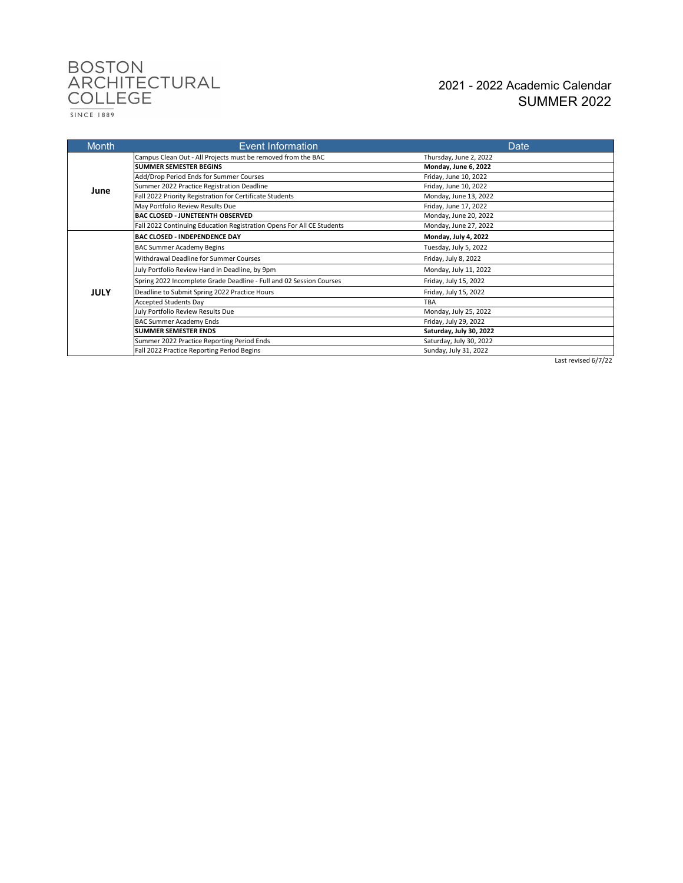BOSTON ARCHITECTURAL COLLEGE

SINCE 1889

# 2021 - 2022 Academic Calendar
## SUMMER 2022

| Month | Event Information | Date |
|---|---|---|
| June | Campus Clean Out - All Projects must be removed from the BAC | Thursday, June 2, 2022 |
| | **SUMMER SEMESTER BEGINS** | **Monday, June 6, 2022** |
| | Add/Drop Period Ends for Summer Courses | Friday, June 10, 2022 |
| | Summer 2022 Practice Registration Deadline | Friday, June 10, 2022 |
| | Fall 2022 Priority Registration for Certificate Students | Monday, June 13, 2022 |
| | May Portfolio Review Results Due | Friday, June 17, 2022 |
| | **BAC CLOSED - JUNETEENTH OBSERVED** | Monday, June 20, 2022 |
| | Fall 2022 Continuing Education Registration Opens For All CE Students | Monday, June 27, 2022 |
| JULY | **BAC CLOSED - INDEPENDENCE DAY** | **Monday, July 4, 2022** |
| | BAC Summer Academy Begins | Tuesday, July 5, 2022 |
| | Withdrawal Deadline for Summer Courses | Friday, July 8, 2022 |
| | July Portfolio Review Hand in Deadline, by 9pm | Monday, July 11, 2022 |
| | Spring 2022 Incomplete Grade Deadline - Full and 02 Session Courses | Friday, July 15, 2022 |
| | Deadline to Submit Spring 2022 Practice Hours | Friday, July 15, 2022 |
| | Accepted Students Day | TBA |
| | July Portfolio Review Results Due | Monday, July 25, 2022 |
| | BAC Summer Academy Ends | Friday, July 29, 2022 |
| | **SUMMER SEMESTER ENDS** | **Saturday, July 30, 2022** |
| | Summer 2022 Practice Reporting Period Ends | Saturday, July 30, 2022 |
| | Fall 2022 Practice Reporting Period Begins | Sunday, July 31, 2022 |

Last revised 6/7/22